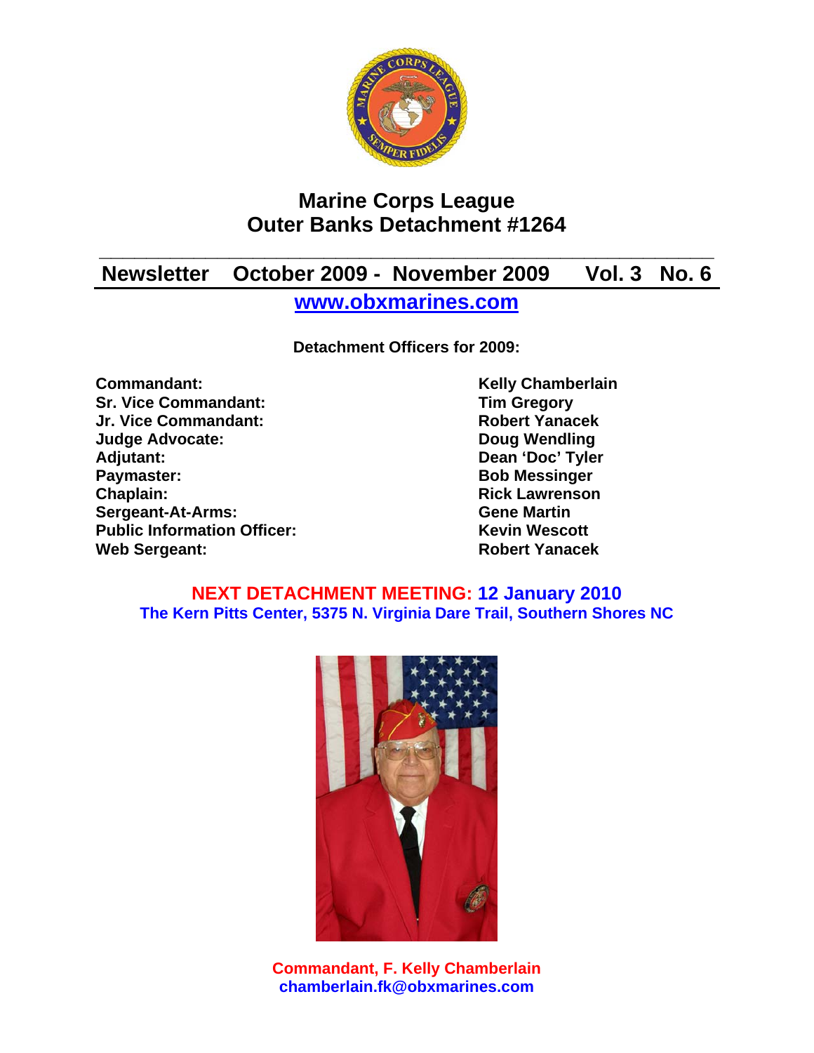# Marine Corps League
# Outer Banks Detachment #1264

## Newsletter October 2009 - November 2009 Vol. 3 No. 6

**www.obxmarines.com**

**Detachment Officers for 2009:**

| | |
|---|---|
| **Commandant:** | **Kelly Chamberlain** |
| **Sr. Vice Commandant:** | **Tim Gregory** |
| **Jr. Vice Commandant:** | **Robert Yanacek** |
| **Judge Advocate:** | **Doug Wendling** |
| **Adjutant:** | **Dean 'Doc' Tyler** |
| **Paymaster:** | **Bob Messinger** |
| **Chaplain:** | **Rick Lawrenson** |
| **Sergeant-At-Arms:** | **Gene Martin** |
| **Public Information Officer:** | **Kevin Wescott** |
| **Web Sergeant:** | **Robert Yanacek** |

**NEXT DETACHMENT MEETING: 12 January 2010**
**The Kern Pitts Center, 5375 N. Virginia Dare Trail, Southern Shores NC**

**Commandant, F. Kelly Chamberlain**
**chamberlain.fk@obxmarines.com**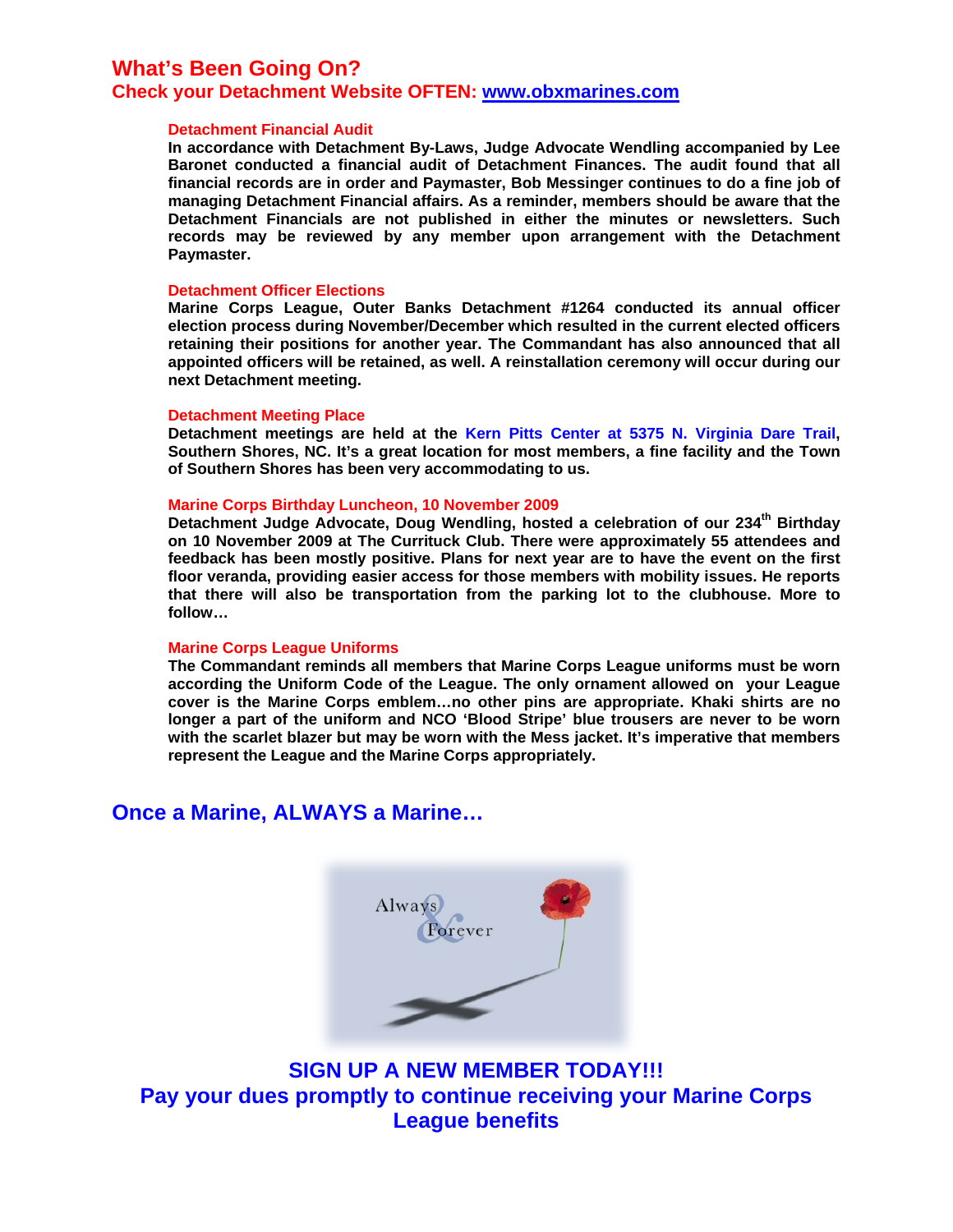## What's Been Going On?

### Check your Detachment Website OFTEN: www.obxmarines.com

#### Detachment Financial Audit

**In accordance with Detachment By-Laws, Judge Advocate Wendling accompanied by Lee Baronet conducted a financial audit of Detachment Finances. The audit found that all financial records are in order and Paymaster, Bob Messinger continues to do a fine job of managing Detachment Financial affairs. As a reminder, members should be aware that the Detachment Financials are not published in either the minutes or newsletters. Such records may be reviewed by any member upon arrangement with the Detachment Paymaster.**

#### Detachment Officer Elections

**Marine Corps League, Outer Banks Detachment #1264 conducted its annual officer election process during November/December which resulted in the current elected officers retaining their positions for another year. The Commandant has also announced that all appointed officers will be retained, as well. A reinstallation ceremony will occur during our next Detachment meeting.**

#### Detachment Meeting Place

**Detachment meetings are held at the Kern Pitts Center at 5375 N. Virginia Dare Trail, Southern Shores, NC. It's a great location for most members, a fine facility and the Town of Southern Shores has been very accommodating to us.**

#### Marine Corps Birthday Luncheon, 10 November 2009

**Detachment Judge Advocate, Doug Wendling, hosted a celebration of our 234th Birthday on 10 November 2009 at The Currituck Club. There were approximately 55 attendees and feedback has been mostly positive. Plans for next year are to have the event on the first floor veranda, providing easier access for those members with mobility issues. He reports that there will also be transportation from the parking lot to the clubhouse. More to follow…**

#### Marine Corps League Uniforms

**The Commandant reminds all members that Marine Corps League uniforms must be worn according the Uniform Code of the League. The only ornament allowed on your League cover is the Marine Corps emblem…no other pins are appropriate. Khaki shirts are no longer a part of the uniform and NCO 'Blood Stripe' blue trousers are never to be worn with the scarlet blazer but may be worn with the Mess jacket. It's imperative that members represent the League and the Marine Corps appropriately.**

## Once a Marine, ALWAYS a Marine…

Always & Forever

**SIGN UP A NEW MEMBER TODAY!!!**

**Pay your dues promptly to continue receiving your Marine Corps League benefits**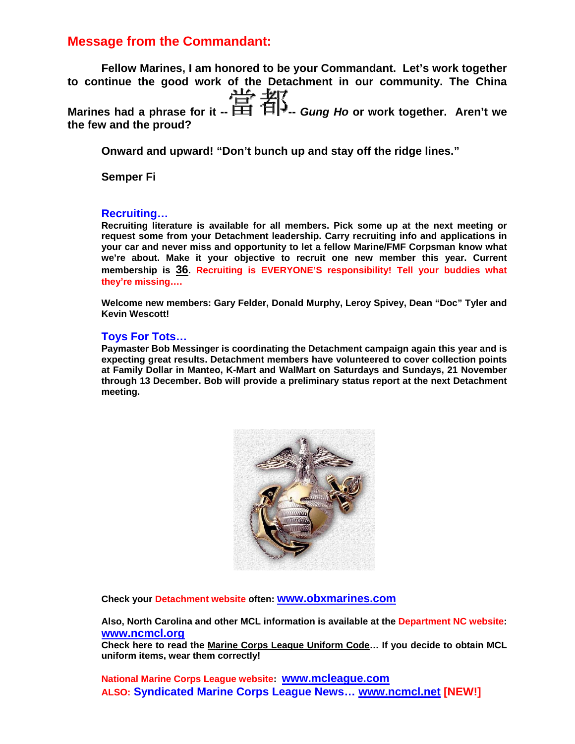## Message from the Commandant:

**Fellow Marines, I am honored to be your Commandant. Let's work together to continue the good work of the Detachment in our community. The China Marines had a phrase for it -- 當都 -- *Gung Ho* or work together. Aren't we the few and the proud?**

**Onward and upward! "Don't bunch up and stay off the ridge lines."**

**Semper Fi**

### Recruiting…

**Recruiting literature is available for all members. Pick some up at the next meeting or request some from your Detachment leadership. Carry recruiting info and applications in your car and never miss and opportunity to let a fellow Marine/FMF Corpsman know what we're about. Make it your objective to recruit one new member this year. Current membership is 36. Recruiting is EVERYONE'S responsibility! Tell your buddies what they're missing….**

**Welcome new members: Gary Felder, Donald Murphy, Leroy Spivey, Dean "Doc" Tyler and Kevin Wescott!**

### Toys For Tots…

**Paymaster Bob Messinger is coordinating the Detachment campaign again this year and is expecting great results. Detachment members have volunteered to cover collection points at Family Dollar in Manteo, K-Mart and WalMart on Saturdays and Sundays, 21 November through 13 December. Bob will provide a preliminary status report at the next Detachment meeting.**

**Check your Detachment website often: www.obxmarines.com**

**Also, North Carolina and other MCL information is available at the Department NC website: www.ncmcl.org**
**Check here to read the Marine Corps League Uniform Code… If you decide to obtain MCL uniform items, wear them correctly!**

**National Marine Corps League website: www.mcleague.com**
**ALSO: Syndicated Marine Corps League News… www.ncmcl.net [NEW!]**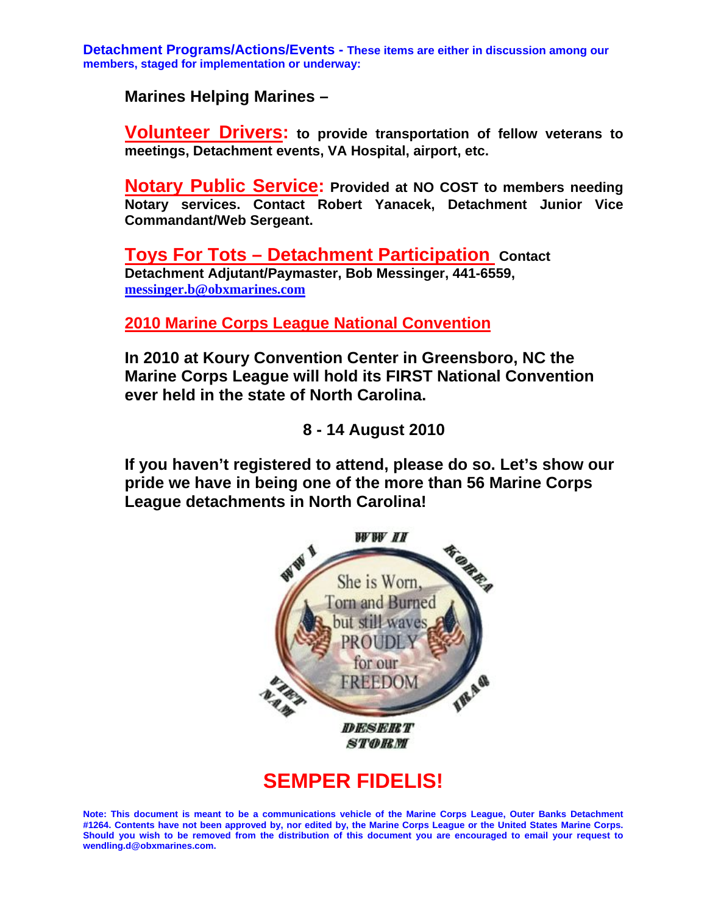**Detachment Programs/Actions/Events - These items are either in discussion among our members, staged for implementation or underway:**

## Marines Helping Marines –

**Volunteer Drivers: to provide transportation of fellow veterans to meetings, Detachment events, VA Hospital, airport, etc.**

**Notary Public Service: Provided at NO COST to members needing Notary services. Contact Robert Yanacek, Detachment Junior Vice Commandant/Web Sergeant.**

**Toys For Tots – Detachment Participation Contact Detachment Adjutant/Paymaster, Bob Messinger, 441-6559, messinger.b@obxmarines.com**

**2010 Marine Corps League National Convention**

**In 2010 at Koury Convention Center in Greensboro, NC the Marine Corps League will hold its FIRST National Convention ever held in the state of North Carolina.**

**8 - 14 August 2010**

**If you haven't registered to attend, please do so. Let's show our pride we have in being one of the more than 56 Marine Corps League detachments in North Carolina!**

WW II
WW I
KOREA
She is Worn, Torn and Burned but still waves PROUDLY for our FREEDOM
VIET NAM
IRAQ
DESERT STORM

# SEMPER FIDELIS!

**Note: This document is meant to be a communications vehicle of the Marine Corps League, Outer Banks Detachment #1264. Contents have not been approved by, nor edited by, the Marine Corps League or the United States Marine Corps. Should you wish to be removed from the distribution of this document you are encouraged to email your request to wendling.d@obxmarines.com.**